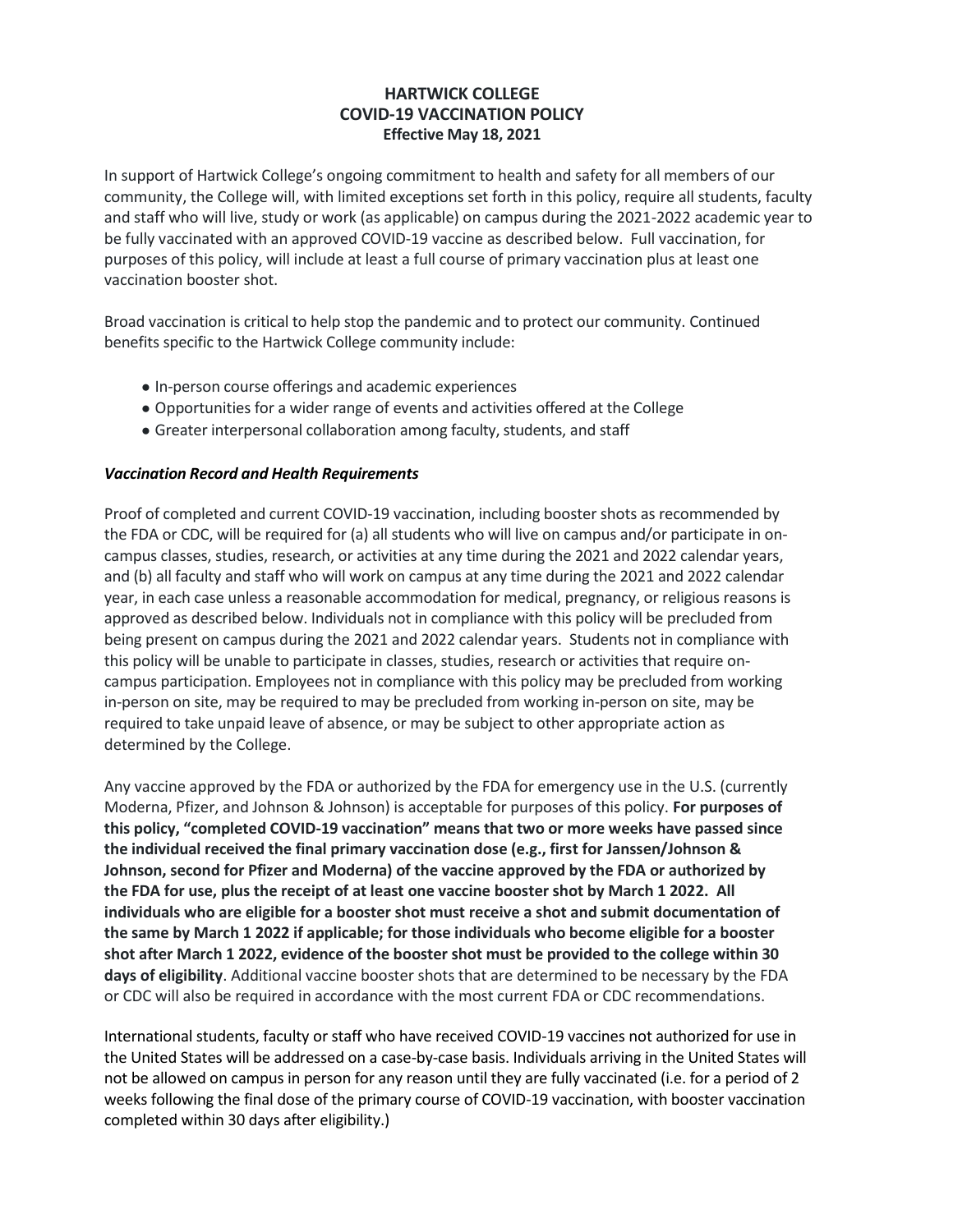**HARTWICK COLLEGE**
**COVID-19 VACCINATION POLICY**
**Effective May 18, 2021**

In support of Hartwick College's ongoing commitment to health and safety for all members of our community, the College will, with limited exceptions set forth in this policy, require all students, faculty and staff who will live, study or work (as applicable) on campus during the 2021-2022 academic year to be fully vaccinated with an approved COVID-19 vaccine as described below. Full vaccination, for purposes of this policy, will include at least a full course of primary vaccination plus at least one vaccination booster shot.

Broad vaccination is critical to help stop the pandemic and to protect our community. Continued benefits specific to the Hartwick College community include:

- In-person course offerings and academic experiences
- Opportunities for a wider range of events and activities offered at the College
- Greater interpersonal collaboration among faculty, students, and staff

***Vaccination Record and Health Requirements***

Proof of completed and current COVID-19 vaccination, including booster shots as recommended by the FDA or CDC, will be required for (a) all students who will live on campus and/or participate in on-campus classes, studies, research, or activities at any time during the 2021 and 2022 calendar years, and (b) all faculty and staff who will work on campus at any time during the 2021 and 2022 calendar year, in each case unless a reasonable accommodation for medical, pregnancy, or religious reasons is approved as described below. Individuals not in compliance with this policy will be precluded from being present on campus during the 2021 and 2022 calendar years. Students not in compliance with this policy will be unable to participate in classes, studies, research or activities that require on-campus participation. Employees not in compliance with this policy may be precluded from working in-person on site, may be required to may be precluded from working in-person on site, may be required to take unpaid leave of absence, or may be subject to other appropriate action as determined by the College.

Any vaccine approved by the FDA or authorized by the FDA for emergency use in the U.S. (currently Moderna, Pfizer, and Johnson & Johnson) is acceptable for purposes of this policy. **For purposes of this policy, "completed COVID-19 vaccination" means that two or more weeks have passed since the individual received the final primary vaccination dose (e.g., first for Janssen/Johnson & Johnson, second for Pfizer and Moderna) of the vaccine approved by the FDA or authorized by the FDA for use, plus the receipt of at least one vaccine booster shot by March 1 2022. All individuals who are eligible for a booster shot must receive a shot and submit documentation of the same by March 1 2022 if applicable; for those individuals who become eligible for a booster shot after March 1 2022, evidence of the booster shot must be provided to the college within 30 days of eligibility**. Additional vaccine booster shots that are determined to be necessary by the FDA or CDC will also be required in accordance with the most current FDA or CDC recommendations.

International students, faculty or staff who have received COVID-19 vaccines not authorized for use in the United States will be addressed on a case-by-case basis. Individuals arriving in the United States will not be allowed on campus in person for any reason until they are fully vaccinated (i.e. for a period of 2 weeks following the final dose of the primary course of COVID-19 vaccination, with booster vaccination completed within 30 days after eligibility.)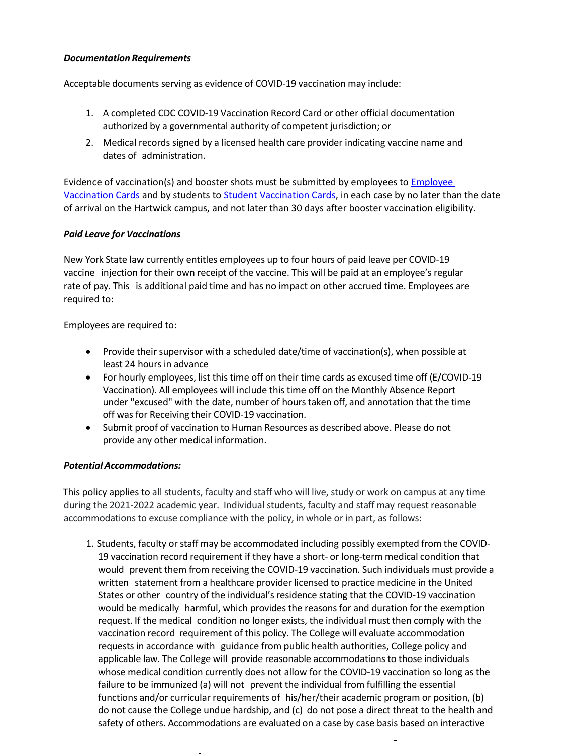***Documentation Requirements***

Acceptable documents serving as evidence of COVID-19 vaccination may include:

1. A completed CDC COVID-19 Vaccination Record Card or other official documentation authorized by a governmental authority of competent jurisdiction; or
2. Medical records signed by a licensed health care provider indicating vaccine name and dates of administration.

Evidence of vaccination(s) and booster shots must be submitted by employees to Employee Vaccination Cards and by students to Student Vaccination Cards, in each case by no later than the date of arrival on the Hartwick campus, and not later than 30 days after booster vaccination eligibility.

***Paid Leave for Vaccinations***

New York State law currently entitles employees up to four hours of paid leave per COVID-19 vaccine injection for their own receipt of the vaccine. This will be paid at an employee's regular rate of pay. This is additional paid time and has no impact on other accrued time. Employees are required to:

Employees are required to:

- Provide their supervisor with a scheduled date/time of vaccination(s), when possible at least 24 hours in advance
- For hourly employees, list this time off on their time cards as excused time off (E/COVID-19 Vaccination). All employees will include this time off on the Monthly Absence Report under "excused" with the date, number of hours taken off, and annotation that the time off was for Receiving their COVID-19 vaccination.
- Submit proof of vaccination to Human Resources as described above. Please do not provide any other medical information.

***Potential Accommodations:***

This policy applies to all students, faculty and staff who will live, study or work on campus at any time during the 2021-2022 academic year. Individual students, faculty and staff may request reasonable accommodations to excuse compliance with the policy, in whole or in part, as follows:

1. Students, faculty or staff may be accommodated including possibly exempted from the COVID-19 vaccination record requirement if they have a short- or long-term medical condition that would prevent them from receiving the COVID-19 vaccination. Such individuals must provide a written statement from a healthcare provider licensed to practice medicine in the United States or other country of the individual's residence stating that the COVID-19 vaccination would be medically harmful, which provides the reasons for and duration for the exemption request. If the medical condition no longer exists, the individual must then comply with the vaccination record requirement of this policy. The College will evaluate accommodation requests in accordance with guidance from public health authorities, College policy and applicable law. The College will provide reasonable accommodations to those individuals whose medical condition currently does not allow for the COVID-19 vaccination so long as the failure to be immunized (a) will not prevent the individual from fulfilling the essential functions and/or curricular requirements of his/her/their academic program or position, (b) do not cause the College undue hardship, and (c) do not pose a direct threat to the health and safety of others. Accommodations are evaluated on a case by case basis based on interactive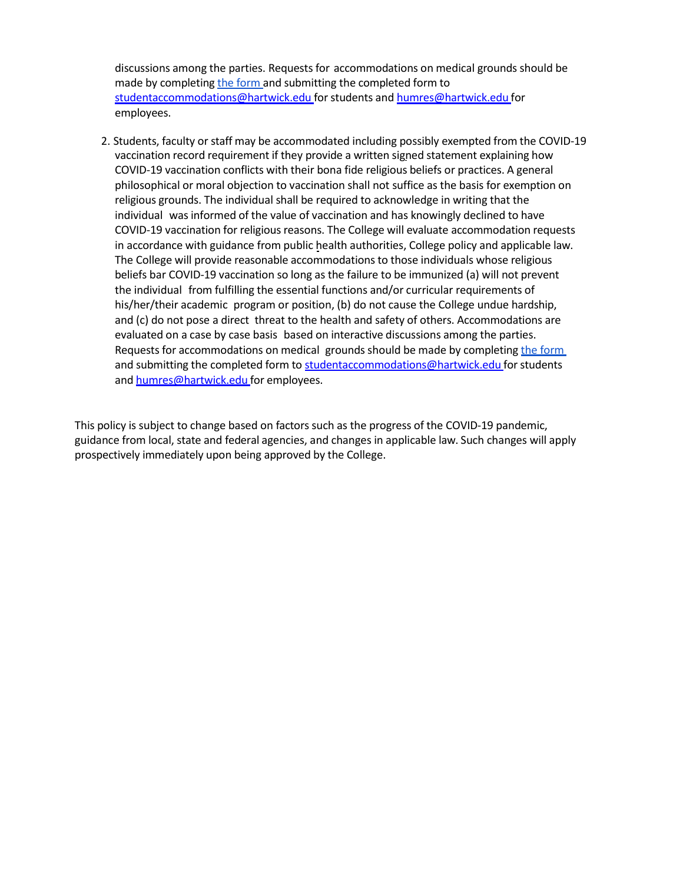discussions among the parties. Requests for accommodations on medical grounds should be made by completing the form and submitting the completed form to studentaccommodations@hartwick.edu for students and humres@hartwick.edu for employees.

2. Students, faculty or staff may be accommodated including possibly exempted from the COVID-19 vaccination record requirement if they provide a written signed statement explaining how COVID-19 vaccination conflicts with their bona fide religious beliefs or practices. A general philosophical or moral objection to vaccination shall not suffice as the basis for exemption on religious grounds. The individual shall be required to acknowledge in writing that the individual was informed of the value of vaccination and has knowingly declined to have COVID-19 vaccination for religious reasons. The College will evaluate accommodation requests in accordance with guidance from public health authorities, College policy and applicable law. The College will provide reasonable accommodations to those individuals whose religious beliefs bar COVID-19 vaccination so long as the failure to be immunized (a) will not prevent the individual from fulfilling the essential functions and/or curricular requirements of his/her/their academic program or position, (b) do not cause the College undue hardship, and (c) do not pose a direct threat to the health and safety of others. Accommodations are evaluated on a case by case basis based on interactive discussions among the parties. Requests for accommodations on medical grounds should be made by completing the form and submitting the completed form to studentaccommodations@hartwick.edu for students and humres@hartwick.edu for employees.

This policy is subject to change based on factors such as the progress of the COVID-19 pandemic, guidance from local, state and federal agencies, and changes in applicable law. Such changes will apply prospectively immediately upon being approved by the College.